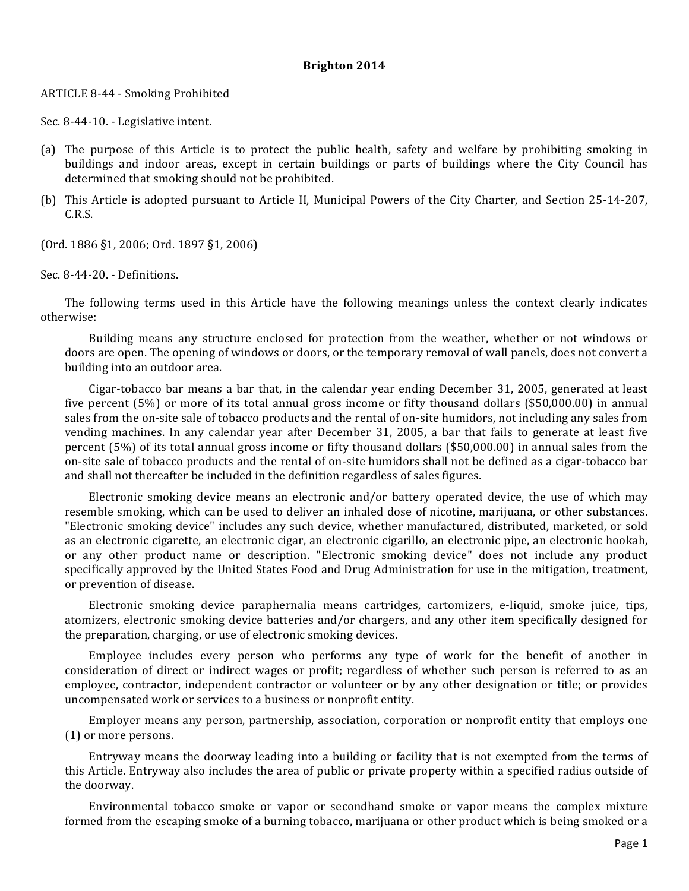**Brighton 2014**

ARTICLE 8-44 - Smoking Prohibited

Sec. 8-44-10. - Legislative intent.

(a) The purpose of this Article is to protect the public health, safety and welfare by prohibiting smoking in buildings and indoor areas, except in certain buildings or parts of buildings where the City Council has determined that smoking should not be prohibited.

(b) This Article is adopted pursuant to Article II, Municipal Powers of the City Charter, and Section 25-14-207, C.R.S.

(Ord. 1886 §1, 2006; Ord. 1897 §1, 2006)

Sec. 8-44-20. - Definitions.

The following terms used in this Article have the following meanings unless the context clearly indicates otherwise:

Building means any structure enclosed for protection from the weather, whether or not windows or doors are open. The opening of windows or doors, or the temporary removal of wall panels, does not convert a building into an outdoor area.

Cigar-tobacco bar means a bar that, in the calendar year ending December 31, 2005, generated at least five percent (5%) or more of its total annual gross income or fifty thousand dollars ($50,000.00) in annual sales from the on-site sale of tobacco products and the rental of on-site humidors, not including any sales from vending machines. In any calendar year after December 31, 2005, a bar that fails to generate at least five percent (5%) of its total annual gross income or fifty thousand dollars ($50,000.00) in annual sales from the on-site sale of tobacco products and the rental of on-site humidors shall not be defined as a cigar-tobacco bar and shall not thereafter be included in the definition regardless of sales figures.

Electronic smoking device means an electronic and/or battery operated device, the use of which may resemble smoking, which can be used to deliver an inhaled dose of nicotine, marijuana, or other substances. "Electronic smoking device" includes any such device, whether manufactured, distributed, marketed, or sold as an electronic cigarette, an electronic cigar, an electronic cigarillo, an electronic pipe, an electronic hookah, or any other product name or description. "Electronic smoking device" does not include any product specifically approved by the United States Food and Drug Administration for use in the mitigation, treatment, or prevention of disease.

Electronic smoking device paraphernalia means cartridges, cartomizers, e-liquid, smoke juice, tips, atomizers, electronic smoking device batteries and/or chargers, and any other item specifically designed for the preparation, charging, or use of electronic smoking devices.

Employee includes every person who performs any type of work for the benefit of another in consideration of direct or indirect wages or profit; regardless of whether such person is referred to as an employee, contractor, independent contractor or volunteer or by any other designation or title; or provides uncompensated work or services to a business or nonprofit entity.

Employer means any person, partnership, association, corporation or nonprofit entity that employs one (1) or more persons.

Entryway means the doorway leading into a building or facility that is not exempted from the terms of this Article. Entryway also includes the area of public or private property within a specified radius outside of the doorway.

Environmental tobacco smoke or vapor or secondhand smoke or vapor means the complex mixture formed from the escaping smoke of a burning tobacco, marijuana or other product which is being smoked or a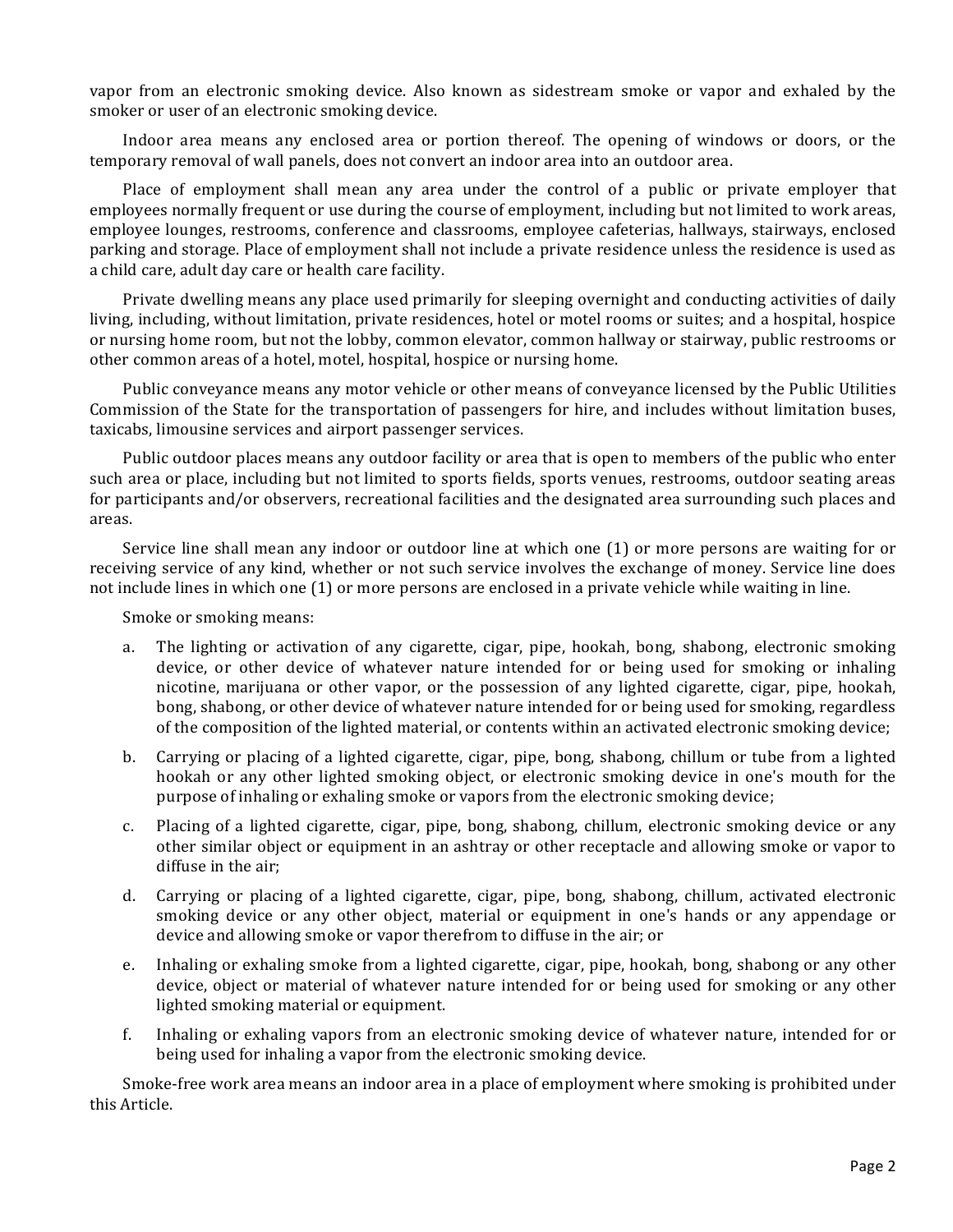vapor from an electronic smoking device. Also known as sidestream smoke or vapor and exhaled by the smoker or user of an electronic smoking device.

Indoor area means any enclosed area or portion thereof. The opening of windows or doors, or the temporary removal of wall panels, does not convert an indoor area into an outdoor area.

Place of employment shall mean any area under the control of a public or private employer that employees normally frequent or use during the course of employment, including but not limited to work areas, employee lounges, restrooms, conference and classrooms, employee cafeterias, hallways, stairways, enclosed parking and storage. Place of employment shall not include a private residence unless the residence is used as a child care, adult day care or health care facility.

Private dwelling means any place used primarily for sleeping overnight and conducting activities of daily living, including, without limitation, private residences, hotel or motel rooms or suites; and a hospital, hospice or nursing home room, but not the lobby, common elevator, common hallway or stairway, public restrooms or other common areas of a hotel, motel, hospital, hospice or nursing home.

Public conveyance means any motor vehicle or other means of conveyance licensed by the Public Utilities Commission of the State for the transportation of passengers for hire, and includes without limitation buses, taxicabs, limousine services and airport passenger services.

Public outdoor places means any outdoor facility or area that is open to members of the public who enter such area or place, including but not limited to sports fields, sports venues, restrooms, outdoor seating areas for participants and/or observers, recreational facilities and the designated area surrounding such places and areas.

Service line shall mean any indoor or outdoor line at which one (1) or more persons are waiting for or receiving service of any kind, whether or not such service involves the exchange of money. Service line does not include lines in which one (1) or more persons are enclosed in a private vehicle while waiting in line.

Smoke or smoking means:

a. The lighting or activation of any cigarette, cigar, pipe, hookah, bong, shabong, electronic smoking device, or other device of whatever nature intended for or being used for smoking or inhaling nicotine, marijuana or other vapor, or the possession of any lighted cigarette, cigar, pipe, hookah, bong, shabong, or other device of whatever nature intended for or being used for smoking, regardless of the composition of the lighted material, or contents within an activated electronic smoking device;

b. Carrying or placing of a lighted cigarette, cigar, pipe, bong, shabong, chillum or tube from a lighted hookah or any other lighted smoking object, or electronic smoking device in one's mouth for the purpose of inhaling or exhaling smoke or vapors from the electronic smoking device;

c. Placing of a lighted cigarette, cigar, pipe, bong, shabong, chillum, electronic smoking device or any other similar object or equipment in an ashtray or other receptacle and allowing smoke or vapor to diffuse in the air;

d. Carrying or placing of a lighted cigarette, cigar, pipe, bong, shabong, chillum, activated electronic smoking device or any other object, material or equipment in one's hands or any appendage or device and allowing smoke or vapor therefrom to diffuse in the air; or

e. Inhaling or exhaling smoke from a lighted cigarette, cigar, pipe, hookah, bong, shabong or any other device, object or material of whatever nature intended for or being used for smoking or any other lighted smoking material or equipment.

f. Inhaling or exhaling vapors from an electronic smoking device of whatever nature, intended for or being used for inhaling a vapor from the electronic smoking device.

Smoke-free work area means an indoor area in a place of employment where smoking is prohibited under this Article.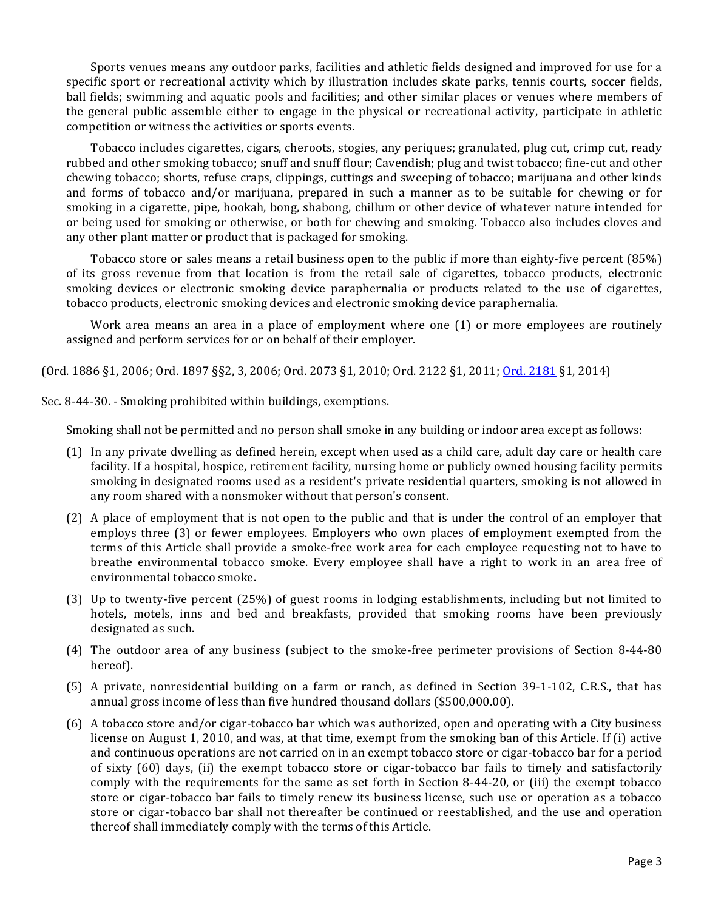Sports venues means any outdoor parks, facilities and athletic fields designed and improved for use for a specific sport or recreational activity which by illustration includes skate parks, tennis courts, soccer fields, ball fields; swimming and aquatic pools and facilities; and other similar places or venues where members of the general public assemble either to engage in the physical or recreational activity, participate in athletic competition or witness the activities or sports events.

Tobacco includes cigarettes, cigars, cheroots, stogies, any periques; granulated, plug cut, crimp cut, ready rubbed and other smoking tobacco; snuff and snuff flour; Cavendish; plug and twist tobacco; fine-cut and other chewing tobacco; shorts, refuse craps, clippings, cuttings and sweeping of tobacco; marijuana and other kinds and forms of tobacco and/or marijuana, prepared in such a manner as to be suitable for chewing or for smoking in a cigarette, pipe, hookah, bong, shabong, chillum or other device of whatever nature intended for or being used for smoking or otherwise, or both for chewing and smoking. Tobacco also includes cloves and any other plant matter or product that is packaged for smoking.

Tobacco store or sales means a retail business open to the public if more than eighty-five percent (85%) of its gross revenue from that location is from the retail sale of cigarettes, tobacco products, electronic smoking devices or electronic smoking device paraphernalia or products related to the use of cigarettes, tobacco products, electronic smoking devices and electronic smoking device paraphernalia.

Work area means an area in a place of employment where one (1) or more employees are routinely assigned and perform services for or on behalf of their employer.

(Ord. 1886 §1, 2006; Ord. 1897 §§2, 3, 2006; Ord. 2073 §1, 2010; Ord. 2122 §1, 2011; Ord. 2181 §1, 2014)

Sec. 8-44-30. - Smoking prohibited within buildings, exemptions.

Smoking shall not be permitted and no person shall smoke in any building or indoor area except as follows:

(1) In any private dwelling as defined herein, except when used as a child care, adult day care or health care facility. If a hospital, hospice, retirement facility, nursing home or publicly owned housing facility permits smoking in designated rooms used as a resident's private residential quarters, smoking is not allowed in any room shared with a nonsmoker without that person's consent.

(2) A place of employment that is not open to the public and that is under the control of an employer that employs three (3) or fewer employees. Employers who own places of employment exempted from the terms of this Article shall provide a smoke-free work area for each employee requesting not to have to breathe environmental tobacco smoke. Every employee shall have a right to work in an area free of environmental tobacco smoke.

(3) Up to twenty-five percent (25%) of guest rooms in lodging establishments, including but not limited to hotels, motels, inns and bed and breakfasts, provided that smoking rooms have been previously designated as such.

(4) The outdoor area of any business (subject to the smoke-free perimeter provisions of Section 8-44-80 hereof).

(5) A private, nonresidential building on a farm or ranch, as defined in Section 39-1-102, C.R.S., that has annual gross income of less than five hundred thousand dollars ($500,000.00).

(6) A tobacco store and/or cigar-tobacco bar which was authorized, open and operating with a City business license on August 1, 2010, and was, at that time, exempt from the smoking ban of this Article. If (i) active and continuous operations are not carried on in an exempt tobacco store or cigar-tobacco bar for a period of sixty (60) days, (ii) the exempt tobacco store or cigar-tobacco bar fails to timely and satisfactorily comply with the requirements for the same as set forth in Section 8-44-20, or (iii) the exempt tobacco store or cigar-tobacco bar fails to timely renew its business license, such use or operation as a tobacco store or cigar-tobacco bar shall not thereafter be continued or reestablished, and the use and operation thereof shall immediately comply with the terms of this Article.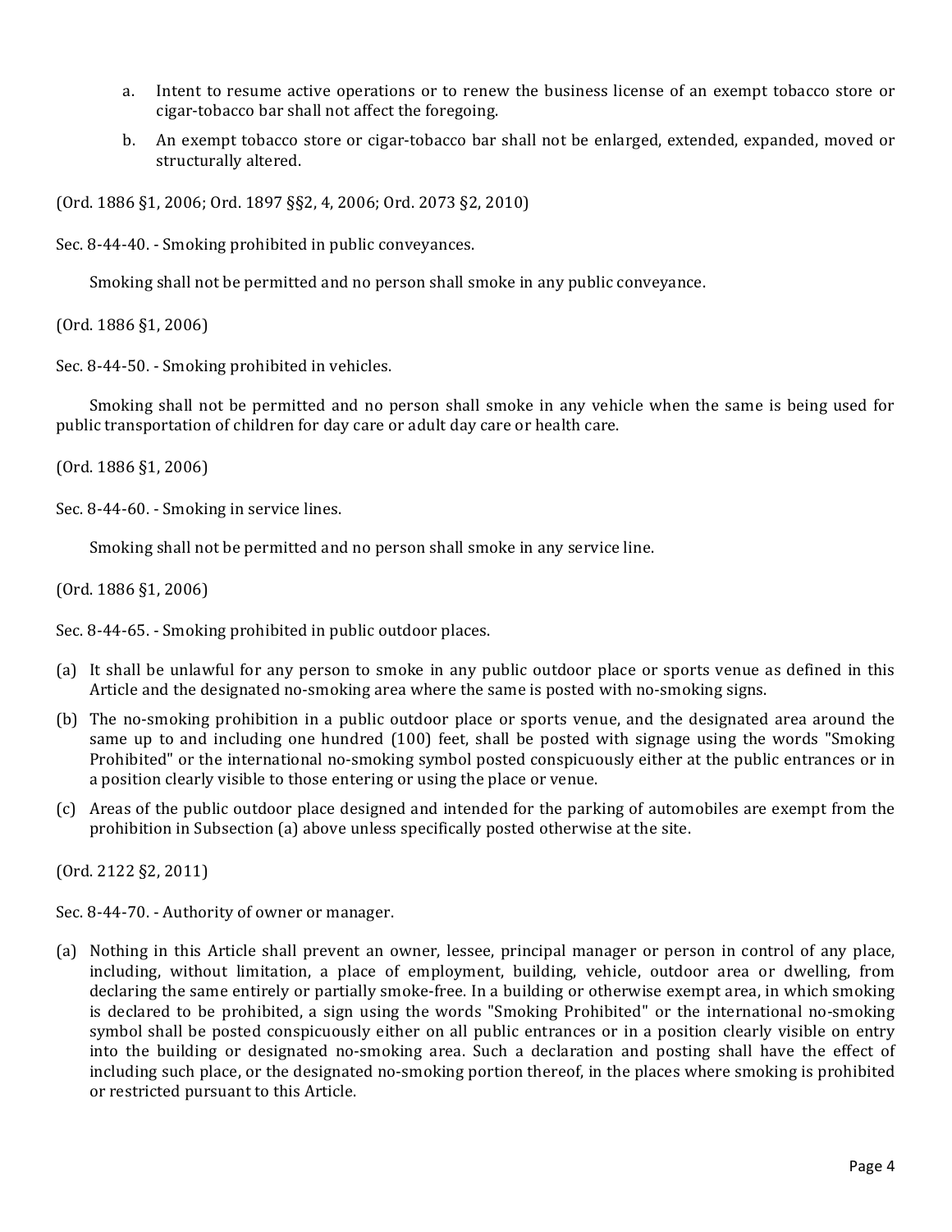a. Intent to resume active operations or to renew the business license of an exempt tobacco store or cigar-tobacco bar shall not affect the foregoing.

b. An exempt tobacco store or cigar-tobacco bar shall not be enlarged, extended, expanded, moved or structurally altered.

(Ord. 1886 §1, 2006; Ord. 1897 §§2, 4, 2006; Ord. 2073 §2, 2010)

Sec. 8-44-40. - Smoking prohibited in public conveyances.

Smoking shall not be permitted and no person shall smoke in any public conveyance.

(Ord. 1886 §1, 2006)

Sec. 8-44-50. - Smoking prohibited in vehicles.

Smoking shall not be permitted and no person shall smoke in any vehicle when the same is being used for public transportation of children for day care or adult day care or health care.

(Ord. 1886 §1, 2006)

Sec. 8-44-60. - Smoking in service lines.

Smoking shall not be permitted and no person shall smoke in any service line.

(Ord. 1886 §1, 2006)

Sec. 8-44-65. - Smoking prohibited in public outdoor places.

(a) It shall be unlawful for any person to smoke in any public outdoor place or sports venue as defined in this Article and the designated no-smoking area where the same is posted with no-smoking signs.

(b) The no-smoking prohibition in a public outdoor place or sports venue, and the designated area around the same up to and including one hundred (100) feet, shall be posted with signage using the words "Smoking Prohibited" or the international no-smoking symbol posted conspicuously either at the public entrances or in a position clearly visible to those entering or using the place or venue.

(c) Areas of the public outdoor place designed and intended for the parking of automobiles are exempt from the prohibition in Subsection (a) above unless specifically posted otherwise at the site.

(Ord. 2122 §2, 2011)

Sec. 8-44-70. - Authority of owner or manager.

(a) Nothing in this Article shall prevent an owner, lessee, principal manager or person in control of any place, including, without limitation, a place of employment, building, vehicle, outdoor area or dwelling, from declaring the same entirely or partially smoke-free. In a building or otherwise exempt area, in which smoking is declared to be prohibited, a sign using the words "Smoking Prohibited" or the international no-smoking symbol shall be posted conspicuously either on all public entrances or in a position clearly visible on entry into the building or designated no-smoking area. Such a declaration and posting shall have the effect of including such place, or the designated no-smoking portion thereof, in the places where smoking is prohibited or restricted pursuant to this Article.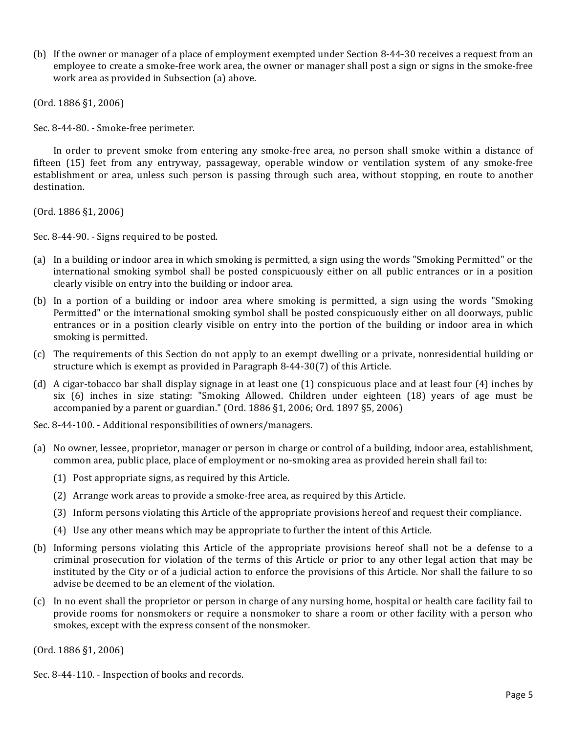(b) If the owner or manager of a place of employment exempted under Section 8-44-30 receives a request from an employee to create a smoke-free work area, the owner or manager shall post a sign or signs in the smoke-free work area as provided in Subsection (a) above.

(Ord. 1886 §1, 2006)

Sec. 8-44-80. - Smoke-free perimeter.

In order to prevent smoke from entering any smoke-free area, no person shall smoke within a distance of fifteen (15) feet from any entryway, passageway, operable window or ventilation system of any smoke-free establishment or area, unless such person is passing through such area, without stopping, en route to another destination.

(Ord. 1886 §1, 2006)

Sec. 8-44-90. - Signs required to be posted.

(a) In a building or indoor area in which smoking is permitted, a sign using the words "Smoking Permitted" or the international smoking symbol shall be posted conspicuously either on all public entrances or in a position clearly visible on entry into the building or indoor area.

(b) In a portion of a building or indoor area where smoking is permitted, a sign using the words "Smoking Permitted" or the international smoking symbol shall be posted conspicuously either on all doorways, public entrances or in a position clearly visible on entry into the portion of the building or indoor area in which smoking is permitted.

(c) The requirements of this Section do not apply to an exempt dwelling or a private, nonresidential building or structure which is exempt as provided in Paragraph 8-44-30(7) of this Article.

(d) A cigar-tobacco bar shall display signage in at least one (1) conspicuous place and at least four (4) inches by six (6) inches in size stating: "Smoking Allowed. Children under eighteen (18) years of age must be accompanied by a parent or guardian." (Ord. 1886 §1, 2006; Ord. 1897 §5, 2006)

Sec. 8-44-100. - Additional responsibilities of owners/managers.

(a) No owner, lessee, proprietor, manager or person in charge or control of a building, indoor area, establishment, common area, public place, place of employment or no-smoking area as provided herein shall fail to:

   (1) Post appropriate signs, as required by this Article.

   (2) Arrange work areas to provide a smoke-free area, as required by this Article.

   (3) Inform persons violating this Article of the appropriate provisions hereof and request their compliance.

   (4) Use any other means which may be appropriate to further the intent of this Article.

(b) Informing persons violating this Article of the appropriate provisions hereof shall not be a defense to a criminal prosecution for violation of the terms of this Article or prior to any other legal action that may be instituted by the City or of a judicial action to enforce the provisions of this Article. Nor shall the failure to so advise be deemed to be an element of the violation.

(c) In no event shall the proprietor or person in charge of any nursing home, hospital or health care facility fail to provide rooms for nonsmokers or require a nonsmoker to share a room or other facility with a person who smokes, except with the express consent of the nonsmoker.

(Ord. 1886 §1, 2006)

Sec. 8-44-110. - Inspection of books and records.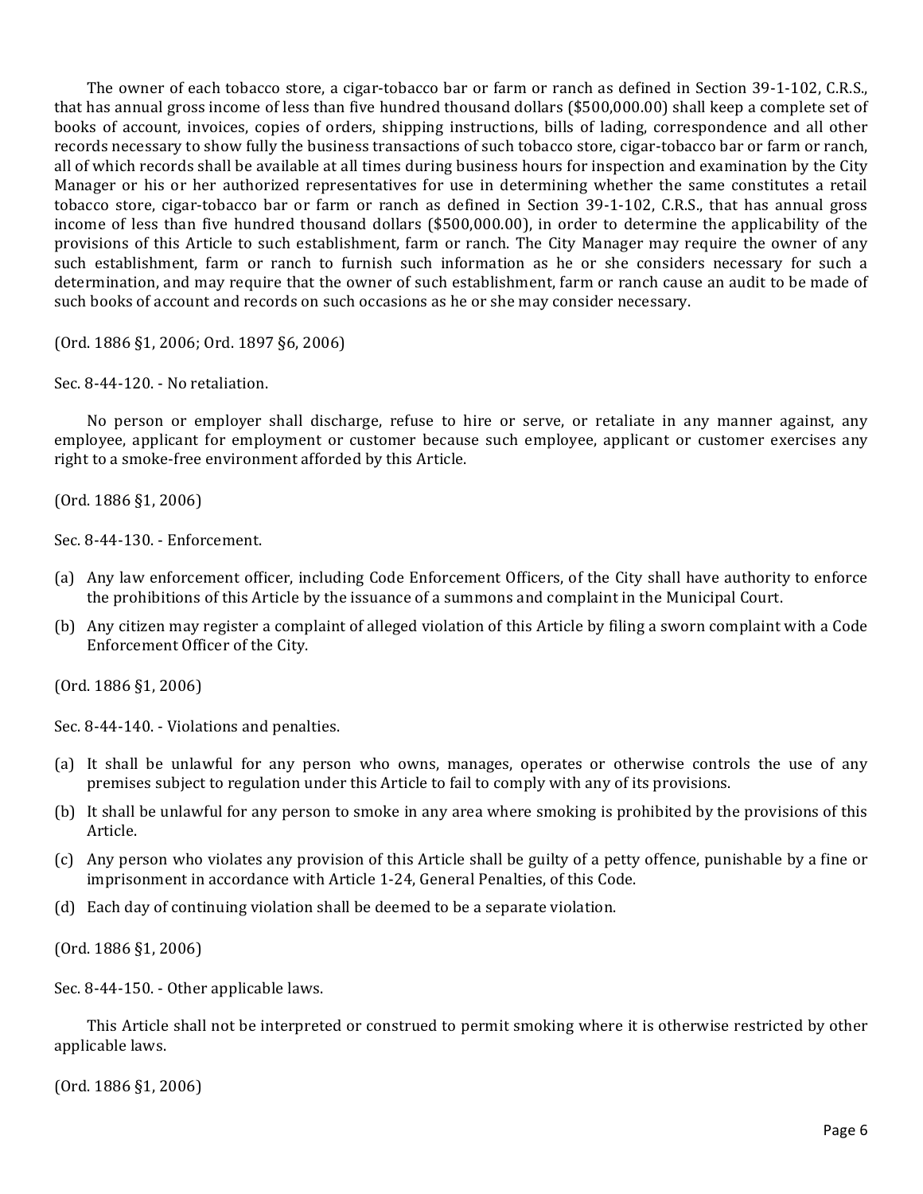The owner of each tobacco store, a cigar-tobacco bar or farm or ranch as defined in Section 39-1-102, C.R.S., that has annual gross income of less than five hundred thousand dollars ($500,000.00) shall keep a complete set of books of account, invoices, copies of orders, shipping instructions, bills of lading, correspondence and all other records necessary to show fully the business transactions of such tobacco store, cigar-tobacco bar or farm or ranch, all of which records shall be available at all times during business hours for inspection and examination by the City Manager or his or her authorized representatives for use in determining whether the same constitutes a retail tobacco store, cigar-tobacco bar or farm or ranch as defined in Section 39-1-102, C.R.S., that has annual gross income of less than five hundred thousand dollars ($500,000.00), in order to determine the applicability of the provisions of this Article to such establishment, farm or ranch. The City Manager may require the owner of any such establishment, farm or ranch to furnish such information as he or she considers necessary for such a determination, and may require that the owner of such establishment, farm or ranch cause an audit to be made of such books of account and records on such occasions as he or she may consider necessary.

(Ord. 1886 §1, 2006; Ord. 1897 §6, 2006)

Sec. 8-44-120. - No retaliation.

No person or employer shall discharge, refuse to hire or serve, or retaliate in any manner against, any employee, applicant for employment or customer because such employee, applicant or customer exercises any right to a smoke-free environment afforded by this Article.

(Ord. 1886 §1, 2006)

Sec. 8-44-130. - Enforcement.

(a) Any law enforcement officer, including Code Enforcement Officers, of the City shall have authority to enforce the prohibitions of this Article by the issuance of a summons and complaint in the Municipal Court.

(b) Any citizen may register a complaint of alleged violation of this Article by filing a sworn complaint with a Code Enforcement Officer of the City.

(Ord. 1886 §1, 2006)

Sec. 8-44-140. - Violations and penalties.

(a) It shall be unlawful for any person who owns, manages, operates or otherwise controls the use of any premises subject to regulation under this Article to fail to comply with any of its provisions.

(b) It shall be unlawful for any person to smoke in any area where smoking is prohibited by the provisions of this Article.

(c) Any person who violates any provision of this Article shall be guilty of a petty offence, punishable by a fine or imprisonment in accordance with Article 1-24, General Penalties, of this Code.

(d) Each day of continuing violation shall be deemed to be a separate violation.

(Ord. 1886 §1, 2006)

Sec. 8-44-150. - Other applicable laws.

This Article shall not be interpreted or construed to permit smoking where it is otherwise restricted by other applicable laws.

(Ord. 1886 §1, 2006)